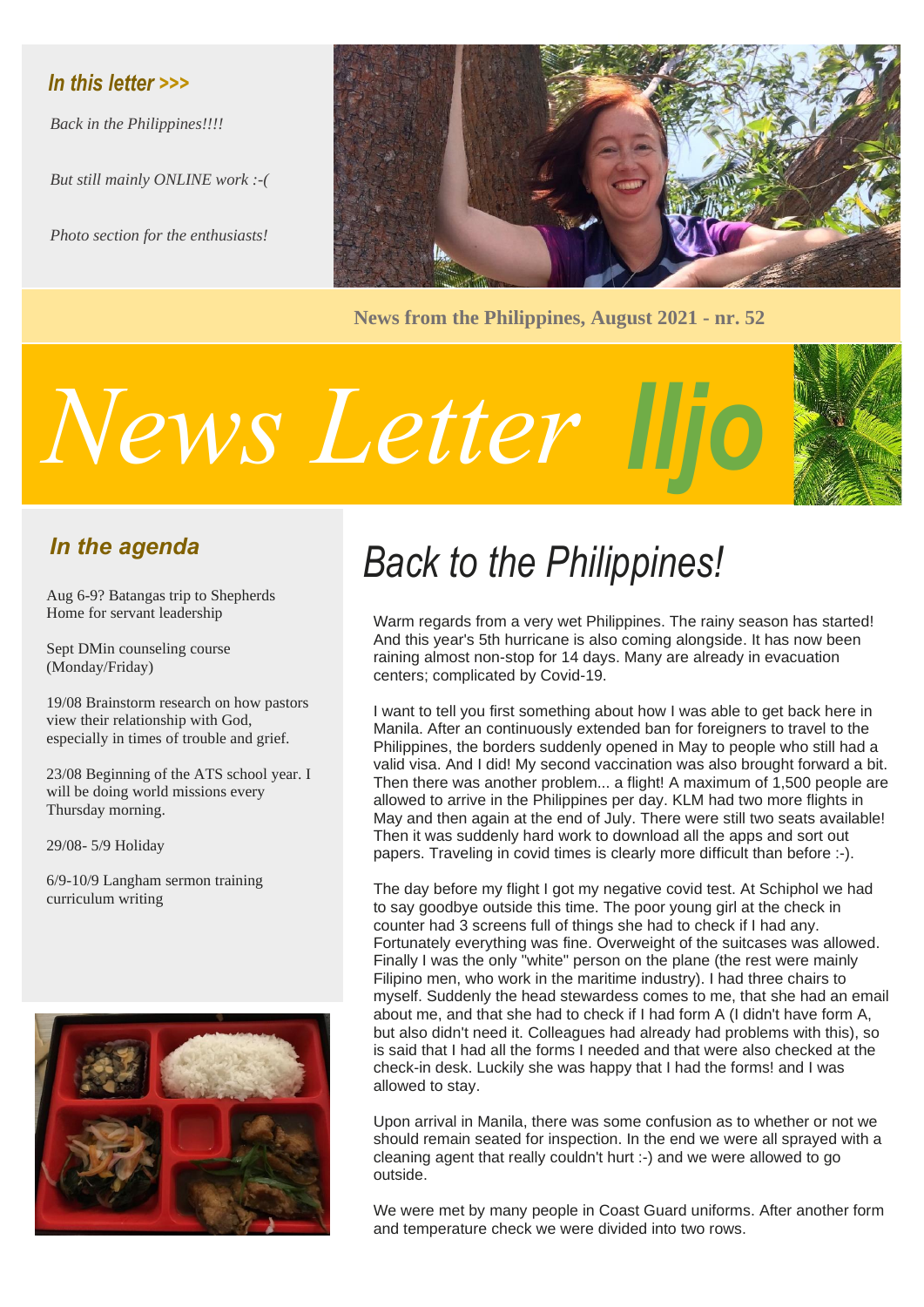*In this letter >>>*

*Back in the Philippines!!!!*

*But still mainly ONLINE work :-(*

*Photo section for the enthusiasts!*

**News from the Philippines, August 2021 - nr. 52**

# *News Letter* Iljo

## *In the agenda*

Aug 6-9? Batangas trip to Shepherds Home for servant leadership

Sept DMin counseling course (Monday/Friday)

19/08 Brainstorm research on how pastors view their relationship with God, especially in times of trouble and grief.

23/08 Beginning of the ATS school year. I will be doing world missions every Thursday morning.

29/08- 5/9 Holiday

6/9-10/9 Langham sermon training curriculum writing

## *Back to the Philippines!*

Warm regards from a very wet Philippines. The rainy season has started! And this year's 5th hurricane is also coming alongside. It has now been raining almost non-stop for 14 days. Many are already in evacuation centers; complicated by Covid-19.

I want to tell you first something about how I was able to get back here in Manila. After an continuously extended ban for foreigners to travel to the Philippines, the borders suddenly opened in May to people who still had a valid visa. And I did! My second vaccination was also brought forward a bit. Then there was another problem... a flight! A maximum of 1,500 people are allowed to arrive in the Philippines per day. KLM had two more flights in May and then again at the end of July. There were still two seats available! Then it was suddenly hard work to download all the apps and sort out papers. Traveling in covid times is clearly more difficult than before :-).

The day before my flight I got my negative covid test. At Schiphol we had to say goodbye outside this time. The poor young girl at the check in counter had 3 screens full of things she had to check if I had any. Fortunately everything was fine. Overweight of the suitcases was allowed. Finally I was the only "white" person on the plane (the rest were mainly Filipino men, who work in the maritime industry). I had three chairs to myself. Suddenly the head stewardess comes to me, that she had an email about me, and that she had to check if I had form A (I didn't have form A, but also didn't need it. Colleagues had already had problems with this), so is said that I had all the forms I needed and that were also checked at the check-in desk. Luckily she was happy that I had the forms! and I was allowed to stay.

Upon arrival in Manila, there was some confusion as to whether or not we should remain seated for inspection. In the end we were all sprayed with a cleaning agent that really couldn't hurt :-) and we were allowed to go outside.

We were met by many people in Coast Guard uniforms. After another form and temperature check we were divided into two rows.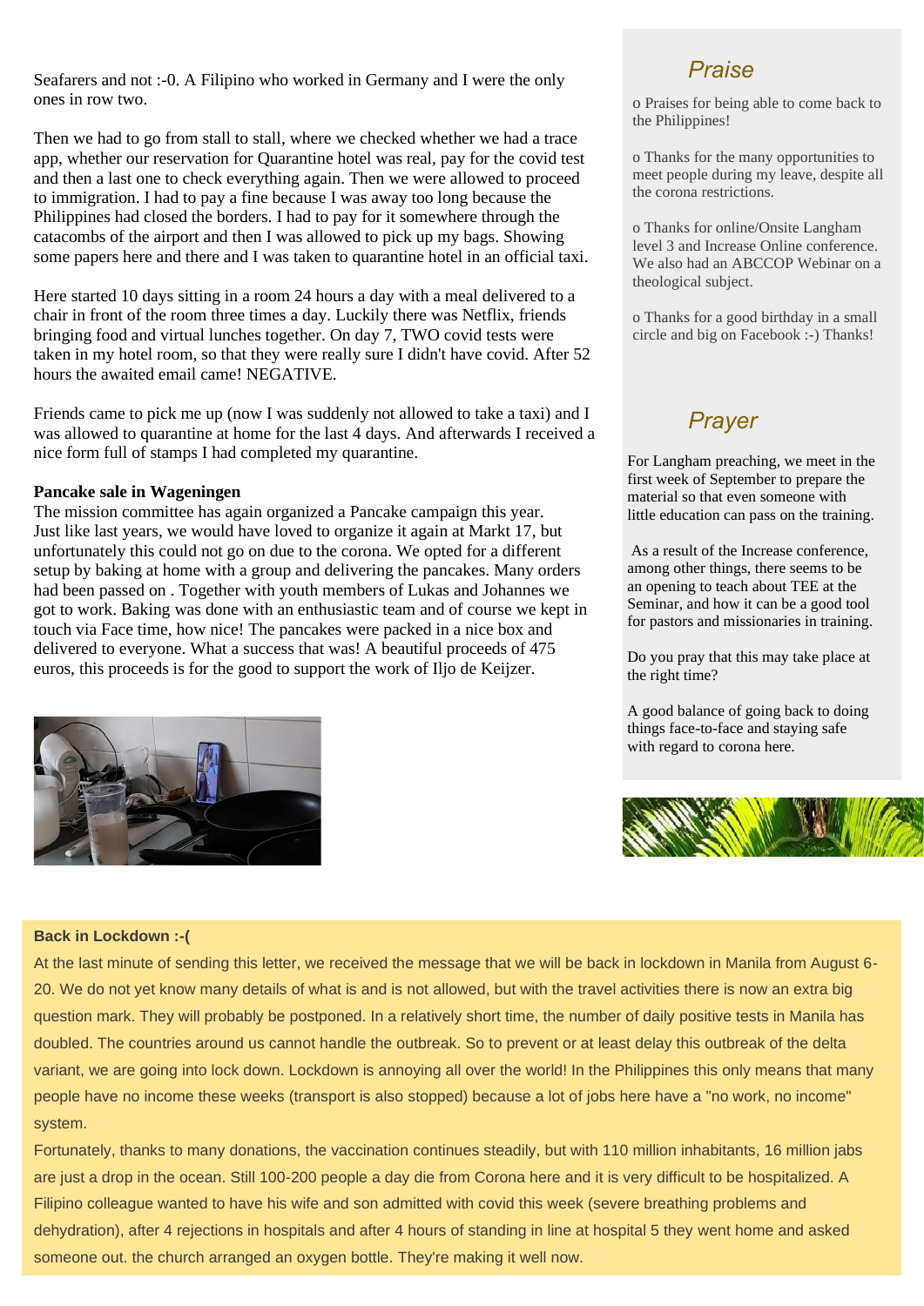Seafarers and not :-0. A Filipino who worked in Germany and I were the only ones in row two.

Then we had to go from stall to stall, where we checked whether we had a trace app, whether our reservation for Quarantine hotel was real, pay for the covid test and then a last one to check everything again. Then we were allowed to proceed to immigration. I had to pay a fine because I was away too long because the Philippines had closed the borders. I had to pay for it somewhere through the catacombs of the airport and then I was allowed to pick up my bags. Showing some papers here and there and I was taken to quarantine hotel in an official taxi.

Here started 10 days sitting in a room 24 hours a day with a meal delivered to a chair in front of the room three times a day. Luckily there was Netflix, friends bringing food and virtual lunches together. On day 7, TWO covid tests were taken in my hotel room, so that they were really sure I didn't have covid. After 52 hours the awaited email came! NEGATIVE.

Friends came to pick me up (now I was suddenly not allowed to take a taxi) and I was allowed to quarantine at home for the last 4 days. And afterwards I received a nice form full of stamps I had completed my quarantine.

**Pancake sale in Wageningen**

The mission committee has again organized a Pancake campaign this year. Just like last years, we would have loved to organize it again at Markt 17, but unfortunately this could not go on due to the corona. We opted for a different setup by baking at home with a group and delivering the pancakes. Many orders had been passed on . Together with youth members of Lukas and Johannes we got to work. Baking was done with an enthusiastic team and of course we kept in touch via Face time, how nice! The pancakes were packed in a nice box and delivered to everyone. What a success that was! A beautiful proceeds of 475 euros, this proceeds is for the good to support the work of Iljo de Keijzer.

## *Praise*

- Praises for being able to come back to the Philippines!
- Thanks for the many opportunities to meet people during my leave, despite all the corona restrictions.
- Thanks for online/Onsite Langham level 3 and Increase Online conference. We also had an ABCCOP Webinar on a theological subject.
- Thanks for a good birthday in a small circle and big on Facebook :-) Thanks!

## *Prayer*

For Langham preaching, we meet in the first week of September to prepare the material so that even someone with little education can pass on the training.

As a result of the Increase conference, among other things, there seems to be an opening to teach about TEE at the Seminar, and how it can be a good tool for pastors and missionaries in training.

Do you pray that this may take place at the right time?

A good balance of going back to doing things face-to-face and staying safe with regard to corona here.

**Back in Lockdown :-(**

At the last minute of sending this letter, we received the message that we will be back in lockdown in Manila from August 6-20. We do not yet know many details of what is and is not allowed, but with the travel activities there is now an extra big question mark. They will probably be postponed. In a relatively short time, the number of daily positive tests in Manila has doubled. The countries around us cannot handle the outbreak. So to prevent or at least delay this outbreak of the delta variant, we are going into lock down. Lockdown is annoying all over the world! In the Philippines this only means that many people have no income these weeks (transport is also stopped) because a lot of jobs here have a "no work, no income" system.

Fortunately, thanks to many donations, the vaccination continues steadily, but with 110 million inhabitants, 16 million jabs are just a drop in the ocean. Still 100-200 people a day die from Corona here and it is very difficult to be hospitalized. A Filipino colleague wanted to have his wife and son admitted with covid this week (severe breathing problems and dehydration), after 4 rejections in hospitals and after 4 hours of standing in line at hospital 5 they went home and asked someone out. the church arranged an oxygen bottle. They're making it well now.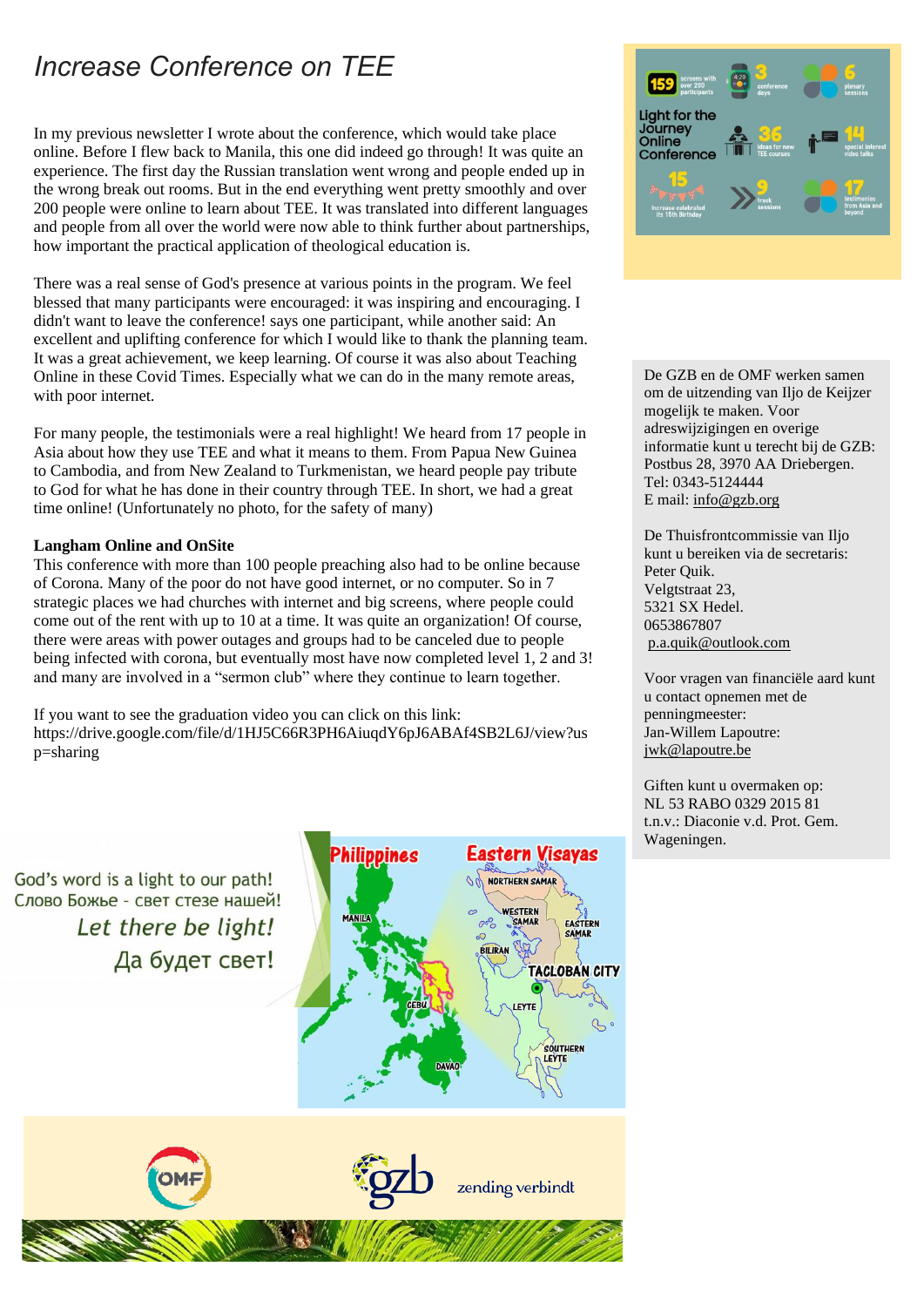# Increase Conference on TEE

In my previous newsletter I wrote about the conference, which would take place online. Before I flew back to Manila, this one did indeed go through! It was quite an experience. The first day the Russian translation went wrong and people ended up in the wrong break out rooms. But in the end everything went pretty smoothly and over 200 people were online to learn about TEE. It was translated into different languages and people from all over the world were now able to think further about partnerships, how important the practical application of theological education is.

There was a real sense of God's presence at various points in the program. We feel blessed that many participants were encouraged: it was inspiring and encouraging. I didn't want to leave the conference! says one participant, while another said: An excellent and uplifting conference for which I would like to thank the planning team. It was a great achievement, we keep learning. Of course it was also about Teaching Online in these Covid Times. Especially what we can do in the many remote areas, with poor internet.

For many people, the testimonials were a real highlight! We heard from 17 people in Asia about how they use TEE and what it means to them. From Papua New Guinea to Cambodia, and from New Zealand to Turkmenistan, we heard people pay tribute to God for what he has done in their country through TEE. In short, we had a great time online! (Unfortunately no photo, for the safety of many)

**Langham Online and OnSite**

This conference with more than 100 people preaching also had to be online because of Corona. Many of the poor do not have good internet, or no computer. So in 7 strategic places we had churches with internet and big screens, where people could come out of the rent with up to 10 at a time. It was quite an organization! Of course, there were areas with power outages and groups had to be canceled due to people being infected with corona, but eventually most have now completed level 1, 2 and 3! and many are involved in a "sermon club" where they continue to learn together.

If you want to see the graduation video you can click on this link: https://drive.google.com/file/d/1HJ5C66R3PH6AiuqdY6pJ6ABAf4SB2L6J/view?usp=sharing

Light for the Journey Online Conference: 159 screens with over 200 participants · 3 conference days · 6 plenary sessions · 36 ideas for new TEE courses · 14 special interest video talks · 15 Increase celebrated its 15th Birthday · 9 track sessions · 17 testimonies from Asia and beyond

De GZB en de OMF werken samen om de uitzending van Iljo de Keijzer mogelijk te maken. Voor adreswijzigingen en overige informatie kunt u terecht bij de GZB: Postbus 28, 3970 AA Driebergen. Tel: 0343-5124444
E mail: info@gzb.org

De Thuisfrontcommissie van Iljo kunt u bereiken via de secretaris:
Peter Quik.
Velgtstraat 23,
5321 SX Hedel.
0653867807
p.a.quik@outlook.com

Voor vragen van financiële aard kunt u contact opnemen met de penningmeester:
Jan-Willem Lapoutre:
jwk@lapoutre.be

Giften kunt u overmaken op:
NL 53 RABO 0329 2015 81
t.n.v.: Diaconie v.d. Prot. Gem. Wageningen.

God's word is a light to our path!
Слово Божье - свет стезе нашей!
*Let there be light!*
Да будет свет!

Philippines — Eastern Visayas: Manila, Cebu, Davao, Northern Samar, Western Samar, Eastern Samar, Biliran, Tacloban City, Leyte, Southern Leyte

OMF · gzb zending verbindt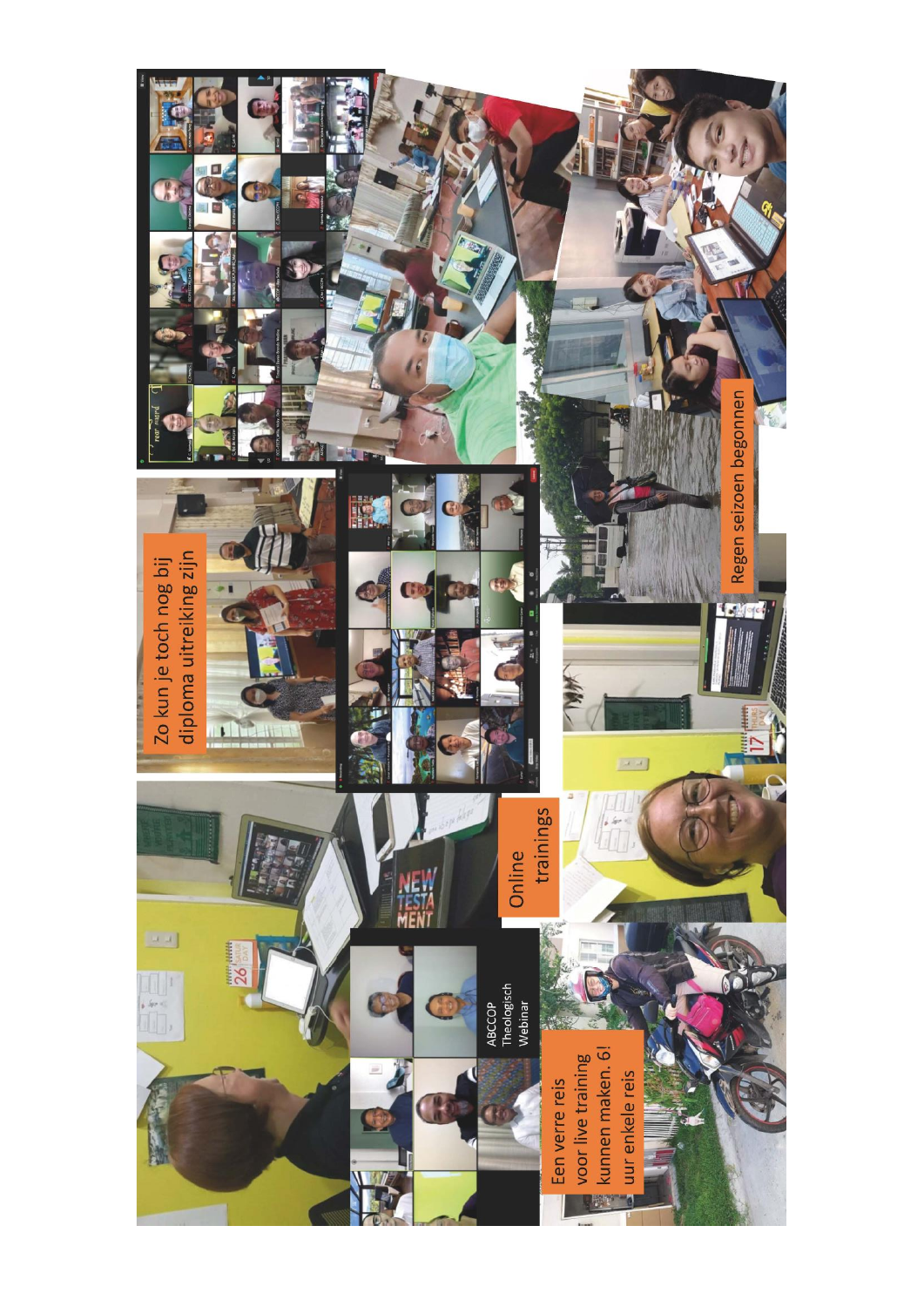Zo kun je toch nog bij diploma uitreiking zijn

Online trainings

ABCCOP Theologisch Webinar

Een verre reis voor live training kunnen maken. 6! uur enkele reis

Regen seizoen begonnen